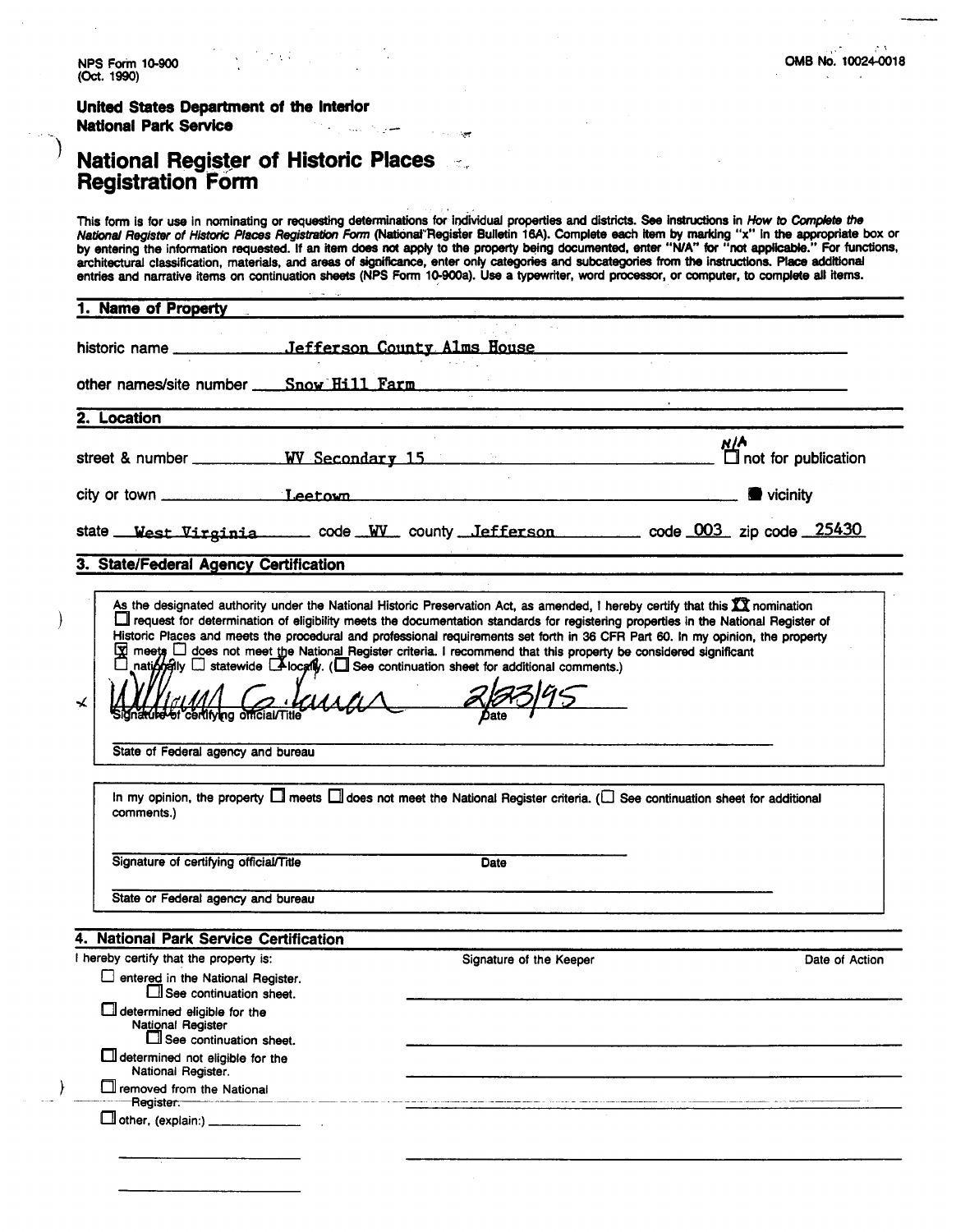NPS Form 10-900
(Oct. 1990)

OMB No. 10024-0018

**United States Department of the Interior**
**National Park Service**

# National Register of Historic Places Registration Form

This form is for use in nominating or requesting determinations for individual properties and districts. See instructions in *How to Complete the National Register of Historic Places Registration Form* (National Register Bulletin 16A). Complete each item by marking "x" in the appropriate box or by entering the information requested. If an item does not apply to the property being documented, enter "N/A" for "not applicable." For functions, architectural classification, materials, and areas of significance, enter only categories and subcategories from the instructions. Place additional entries and narrative items on continuation sheets (NPS Form 10-900a). Use a typewriter, word processor, or computer, to complete all items.

## 1. Name of Property

historic name Jefferson County Alms House

other names/site number Snow Hill Farm

## 2. Location

street & number WV Secondary 15 — N/A ☐ not for publication

city or town Leetown ■ vicinity

state West Virginia code WV county Jefferson code 003 zip code 25430

## 3. State/Federal Agency Certification

As the designated authority under the National Historic Preservation Act, as amended, I hereby certify that this ☒ nomination ☐ request for determination of eligibility meets the documentation standards for registering properties in the National Register of Historic Places and meets the procedural and professional requirements set forth in 36 CFR Part 60. In my opinion, the property ☒ meets ☐ does not meet the National Register criteria. I recommend that this property be considered significant ☐ nationally ☐ statewide ☒ locally. (☐ See continuation sheet for additional comments.)

William C. Lauar 2/23/95
Signature of certifying official/Title Date

State of Federal agency and bureau

In my opinion, the property ☐ meets ☐ does not meet the National Register criteria. (☐ See continuation sheet for additional comments.)

Signature of certifying official/Title Date

State or Federal agency and bureau

## 4. National Park Service Certification

I hereby certify that the property is: Signature of the Keeper Date of Action

- ☐ entered in the National Register.
  - ☐ See continuation sheet.
- ☐ determined eligible for the National Register
  - ☐ See continuation sheet.
- ☐ determined not eligible for the National Register.
- ☐ removed from the National Register.
- ☐ other, (explain:)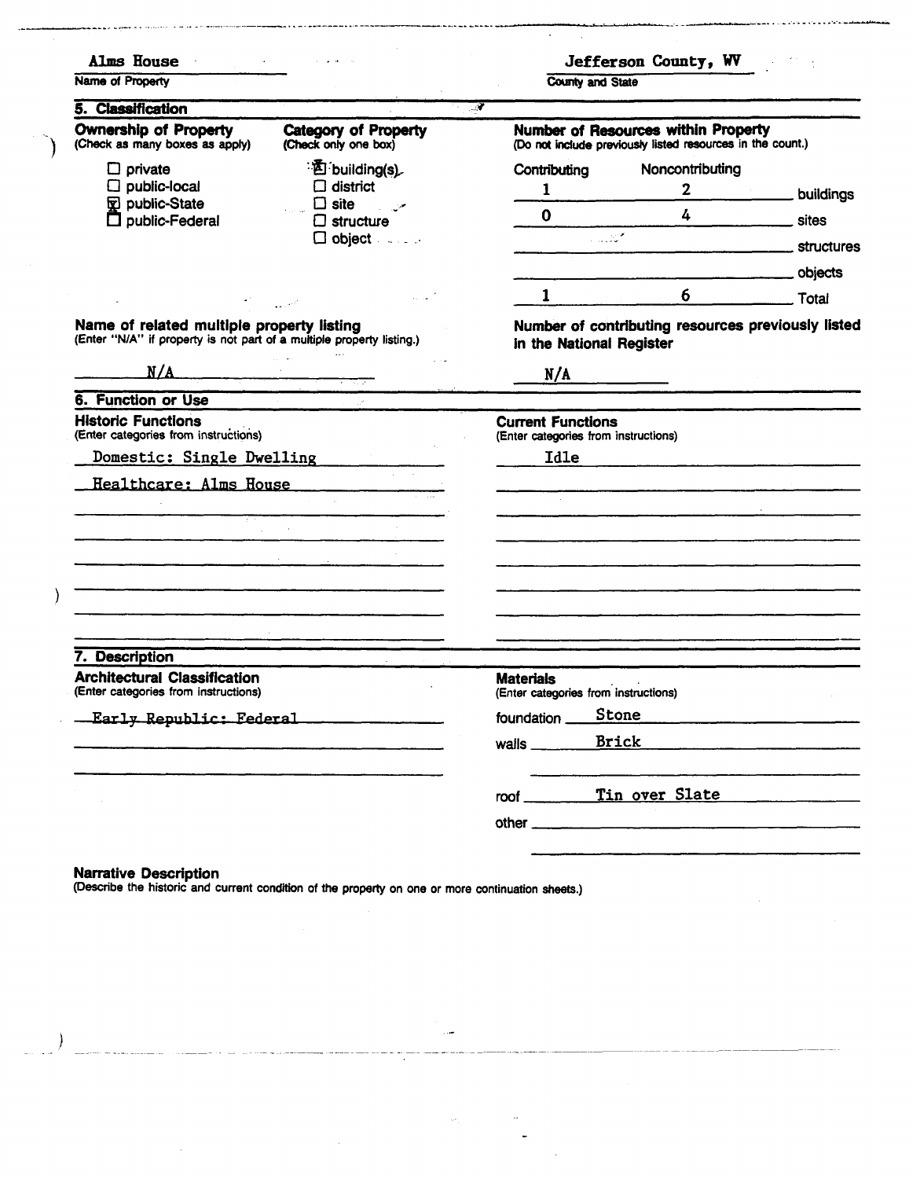**Alms House**
Name of Property

**Jefferson County, WV**
County and State

## 5. Classification

**Ownership of Property**
(Check as many boxes as apply)

- ☐ private
- ☐ public-local
- ☒ public-State
- ☐ public-Federal

**Category of Property**
(Check only one box)

- ☒ building(s)
- ☐ district
- ☐ site
- ☐ structure
- ☐ object

**Number of Resources within Property**
(Do not include previously listed resources in the count.)

| Contributing | Noncontributing | |
|---|---|---|
| 1 | 2 | buildings |
| 0 | 4 | sites |
| | | structures |
| | | objects |
| 1 | 6 | Total |

**Name of related multiple property listing**
(Enter "N/A" if property is not part of a multiple property listing.)

N/A

**Number of contributing resources previously listed in the National Register**

N/A

## 6. Function or Use

**Historic Functions**
(Enter categories from instructions)

Domestic: Single Dwelling

Healthcare: Alms House

**Current Functions**
(Enter categories from instructions)

Idle

## 7. Description

**Architectural Classification**
(Enter categories from instructions)

Early Republic: Federal

**Materials**
(Enter categories from instructions)

foundation Stone

walls Brick

roof Tin over Slate

other

**Narrative Description**
(Describe the historic and current condition of the property on one or more continuation sheets.)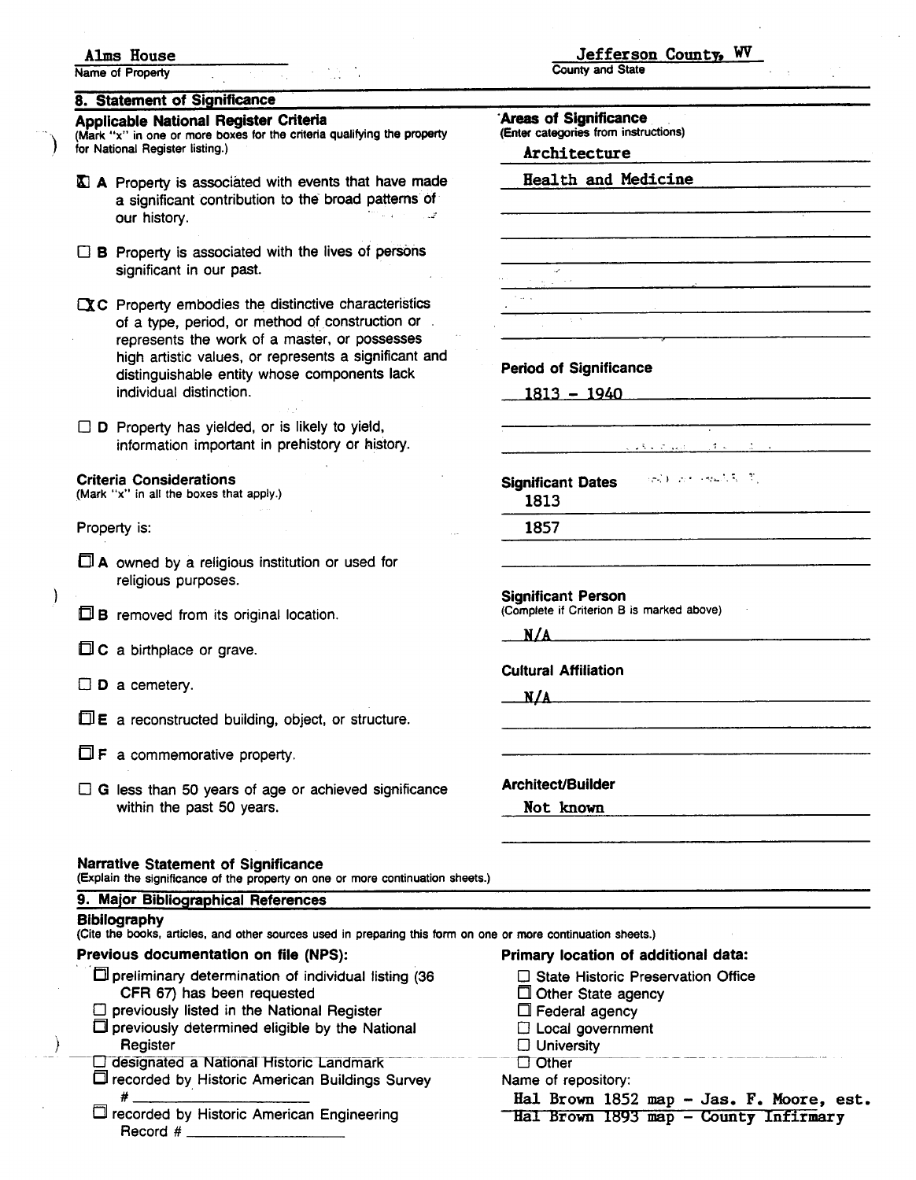Alms House
Name of Property

Jefferson County, WV
County and State

## 8. Statement of Significance

### Applicable National Register Criteria
(Mark "x" in one or more boxes for the criteria qualifying the property for National Register listing.)

- [x] **A** Property is associated with events that have made a significant contribution to the broad patterns of our history.
- [ ] **B** Property is associated with the lives of persons significant in our past.
- [x] **C** Property embodies the distinctive characteristics of a type, period, or method of construction or represents the work of a master, or possesses high artistic values, or represents a significant and distinguishable entity whose components lack individual distinction.
- [ ] **D** Property has yielded, or is likely to yield, information important in prehistory or history.

### Criteria Considerations
(Mark "x" in all the boxes that apply.)

Property is:

- [ ] **A** owned by a religious institution or used for religious purposes.
- [ ] **B** removed from its original location.
- [ ] **C** a birthplace or grave.
- [ ] **D** a cemetery.
- [ ] **E** a reconstructed building, object, or structure.
- [ ] **F** a commemorative property.
- [ ] **G** less than 50 years of age or achieved significance within the past 50 years.

### Areas of Significance
(Enter categories from instructions)

Architecture

Health and Medicine

### Period of Significance

1813 - 1940

### Significant Dates

1813

1857

### Significant Person
(Complete if Criterion B is marked above)

N/A

### Cultural Affiliation

N/A

### Architect/Builder

Not known

### Narrative Statement of Significance
(Explain the significance of the property on one or more continuation sheets.)

## 9. Major Bibliographical References

### Bibilography
(Cite the books, articles, and other sources used in preparing this form on one or more continuation sheets.)

### Previous documentation on file (NPS):

- [ ] preliminary determination of individual listing (36 CFR 67) has been requested
- [ ] previously listed in the National Register
- [ ] previously determined eligible by the National Register
- [ ] designated a National Historic Landmark
- [ ] recorded by Historic American Buildings Survey # \_\_\_\_\_\_\_\_\_\_
- [ ] recorded by Historic American Engineering Record # \_\_\_\_\_\_\_\_\_\_

### Primary location of additional data:

- [ ] State Historic Preservation Office
- [ ] Other State agency
- [ ] Federal agency
- [ ] Local government
- [ ] University
- [ ] Other

Name of repository:
Hal Brown 1852 map - Jas. F. Moore, est.
Hal Brown 1893 map - County Infirmary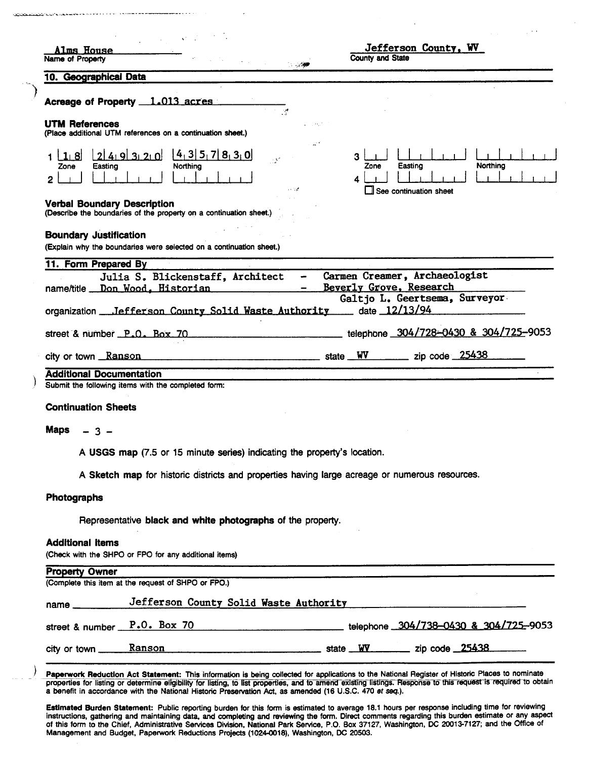Alms House
Name of Property

Jefferson County, WV
County and State

## 10. Geographical Data

**Acreage of Property** 1.013 acres

**UTM References**
(Place additional UTM references on a continuation sheet.)

| | Zone | Easting | Northing |
|---|---|---|---|
| 1 | 18 | 249320 | 4357830 |
| 2 | | | |
| 3 | | | |
| 4 | | | |

☐ See continuation sheet

**Verbal Boundary Description**
(Describe the boundaries of the property on a continuation sheet.)

**Boundary Justification**
(Explain why the boundaries were selected on a continuation sheet.)

## 11. Form Prepared By

name/title Julia S. Blickenstaff, Architect - Carmen Creamer, Archaeologist
Don Wood, Historian - Beverly Grove, Research
Galtjo L. Geertsema, Surveyor

organization Jefferson County Solid Waste Authority date 12/13/94

street & number P.O. Box 70 telephone 304/728-0430 & 304/725-9053

city or town Ranson state WV zip code 25438

## Additional Documentation

Submit the following items with the completed form:

**Continuation Sheets**

**Maps** - 3 -

A **USGS map** (7.5 or 15 minute series) indicating the property's location.

A **Sketch map** for historic districts and properties having large acreage or numerous resources.

**Photographs**

Representative **black and white photographs** of the property.

**Additional items**
(Check with the SHPO or FPO for any additional items)

## Property Owner

(Complete this item at the request of SHPO or FPO.)

name Jefferson County Solid Waste Authority

street & number P.O. Box 70 telephone 304/738-0430 & 304/725-9053

city or town Ranson state WV zip code 25438

**Paperwork Reduction Act Statement:** This information is being collected for applications to the National Register of Historic Places to nominate properties for listing or determine eligibility for listing, to list properties, and to amend existing listings. Response to this request is required to obtain a benefit in accordance with the National Historic Preservation Act, as amended (16 U.S.C. 470 *et seq.*).

**Estimated Burden Statement:** Public reporting burden for this form is estimated to average 18.1 hours per response including time for reviewing instructions, gathering and maintaining data, and completing and reviewing the form. Direct comments regarding this burden estimate or any aspect of this form to the Chief, Administrative Services Division, National Park Service, P.O. Box 37127, Washington, DC 20013-7127; and the Office of Management and Budget, Paperwork Reductions Projects (1024-0018), Washington, DC 20503.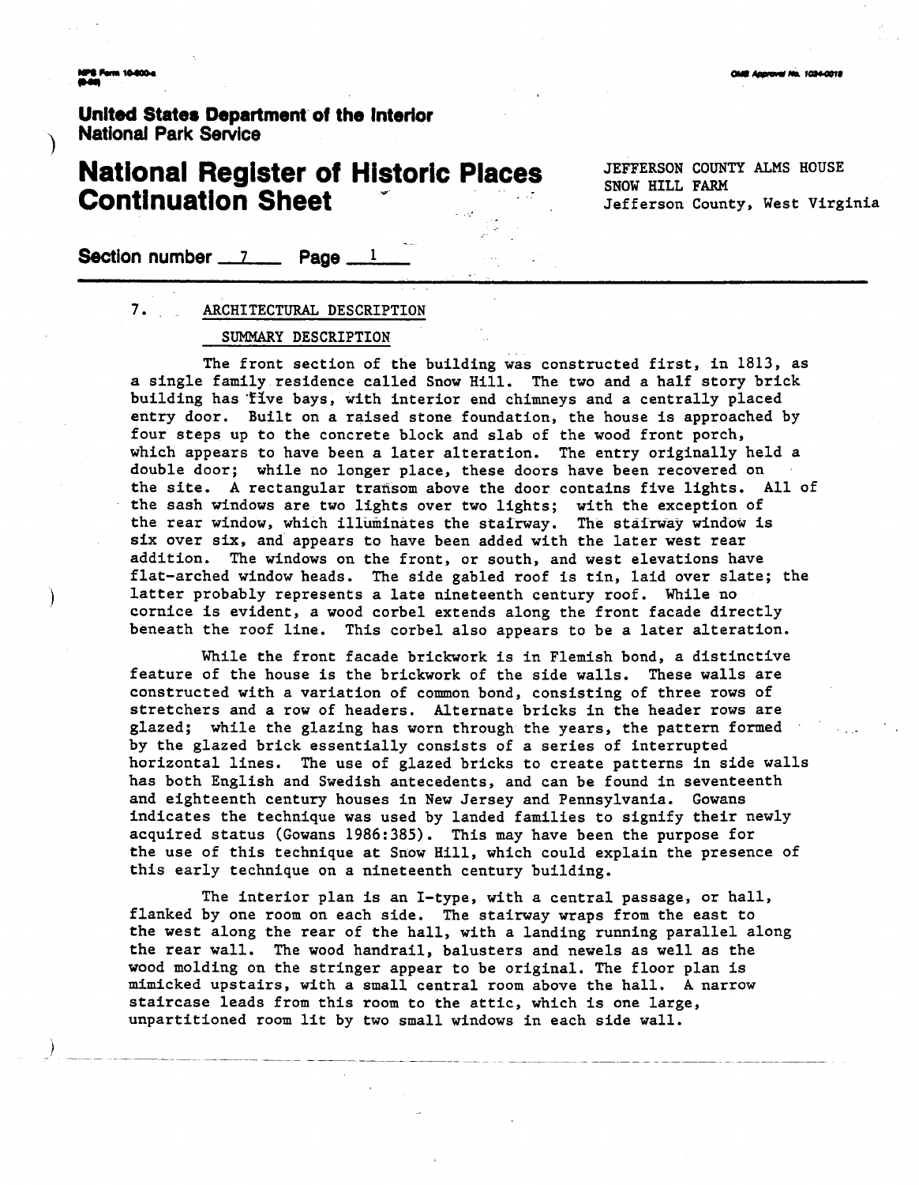# National Register of Historic Places Continuation Sheet

JEFFERSON COUNTY ALMS HOUSE
SNOW HILL FARM
Jefferson County, West Virginia

Section number 7 Page 1

## 7. ARCHITECTURAL DESCRIPTION

### SUMMARY DESCRIPTION

The front section of the building was constructed first, in 1813, as a single family residence called Snow Hill. The two and a half story brick building has five bays, with interior end chimneys and a centrally placed entry door. Built on a raised stone foundation, the house is approached by four steps up to the concrete block and slab of the wood front porch, which appears to have been a later alteration. The entry originally held a double door; while no longer place, these doors have been recovered on the site. A rectangular transom above the door contains five lights. All of the sash windows are two lights over two lights; with the exception of the rear window, which illuminates the stairway. The stairway window is six over six, and appears to have been added with the later west rear addition. The windows on the front, or south, and west elevations have flat-arched window heads. The side gabled roof is tin, laid over slate; the latter probably represents a late nineteenth century roof. While no cornice is evident, a wood corbel extends along the front facade directly beneath the roof line. This corbel also appears to be a later alteration.

While the front facade brickwork is in Flemish bond, a distinctive feature of the house is the brickwork of the side walls. These walls are constructed with a variation of common bond, consisting of three rows of stretchers and a row of headers. Alternate bricks in the header rows are glazed; while the glazing has worn through the years, the pattern formed by the glazed brick essentially consists of a series of interrupted horizontal lines. The use of glazed bricks to create patterns in side walls has both English and Swedish antecedents, and can be found in seventeenth and eighteenth century houses in New Jersey and Pennsylvania. Gowans indicates the technique was used by landed families to signify their newly acquired status (Gowans 1986:385). This may have been the purpose for the use of this technique at Snow Hill, which could explain the presence of this early technique on a nineteenth century building.

The interior plan is an I-type, with a central passage, or hall, flanked by one room on each side. The stairway wraps from the east to the west along the rear of the hall, with a landing running parallel along the rear wall. The wood handrail, balusters and newels as well as the wood molding on the stringer appear to be original. The floor plan is mimicked upstairs, with a small central room above the hall. A narrow staircase leads from this room to the attic, which is one large, unpartitioned room lit by two small windows in each side wall.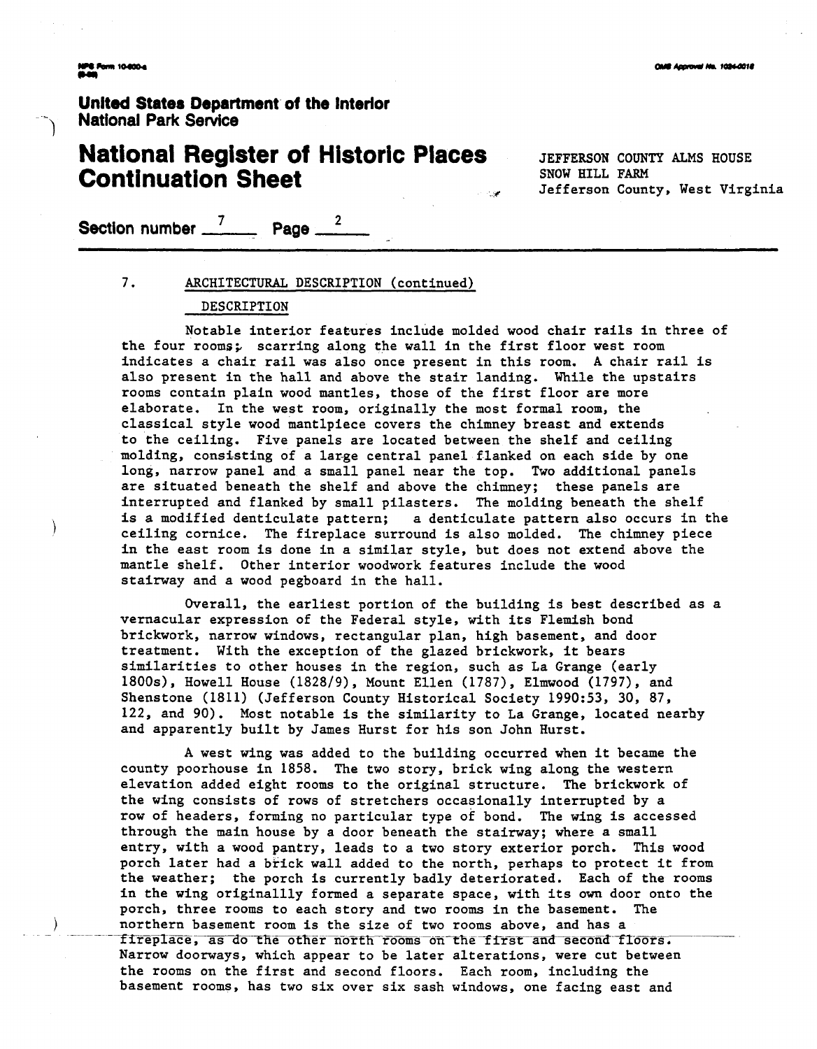7. ARCHITECTURAL DESCRIPTION (continued)

DESCRIPTION

Notable interior features include molded wood chair rails in three of the four rooms; scarring along the wall in the first floor west room indicates a chair rail was also once present in this room. A chair rail is also present in the hall and above the stair landing. While the upstairs rooms contain plain wood mantles, those of the first floor are more elaborate. In the west room, originally the most formal room, the classical style wood mantlpiece covers the chimney breast and extends to the ceiling. Five panels are located between the shelf and ceiling molding, consisting of a large central panel flanked on each side by one long, narrow panel and a small panel near the top. Two additional panels are situated beneath the shelf and above the chimney; these panels are interrupted and flanked by small pilasters. The molding beneath the shelf is a modified denticulate pattern; a denticulate pattern also occurs in the ceiling cornice. The fireplace surround is also molded. The chimney piece in the east room is done in a similar style, but does not extend above the mantle shelf. Other interior woodwork features include the wood stairway and a wood pegboard in the hall.

Overall, the earliest portion of the building is best described as a vernacular expression of the Federal style, with its Flemish bond brickwork, narrow windows, rectangular plan, high basement, and door treatment. With the exception of the glazed brickwork, it bears similarities to other houses in the region, such as La Grange (early 1800s), Howell House (1828/9), Mount Ellen (1787), Elmwood (1797), and Shenstone (1811) (Jefferson County Historical Society 1990:53, 30, 87, 122, and 90). Most notable is the similarity to La Grange, located nearby and apparently built by James Hurst for his son John Hurst.

A west wing was added to the building occurred when it became the county poorhouse in 1858. The two story, brick wing along the western elevation added eight rooms to the original structure. The brickwork of the wing consists of rows of stretchers occasionally interrupted by a row of headers, forming no particular type of bond. The wing is accessed through the main house by a door beneath the stairway; where a small entry, with a wood pantry, leads to a two story exterior porch. This wood porch later had a brick wall added to the north, perhaps to protect it from the weather; the porch is currently badly deteriorated. Each of the rooms in the wing originallly formed a separate space, with its own door onto the porch, three rooms to each story and two rooms in the basement. The northern basement room is the size of two rooms above, and has a fireplace, as do the other north rooms on the first and second floors. Narrow doorways, which appear to be later alterations, were cut between the rooms on the first and second floors. Each room, including the basement rooms, has two six over six sash windows, one facing east and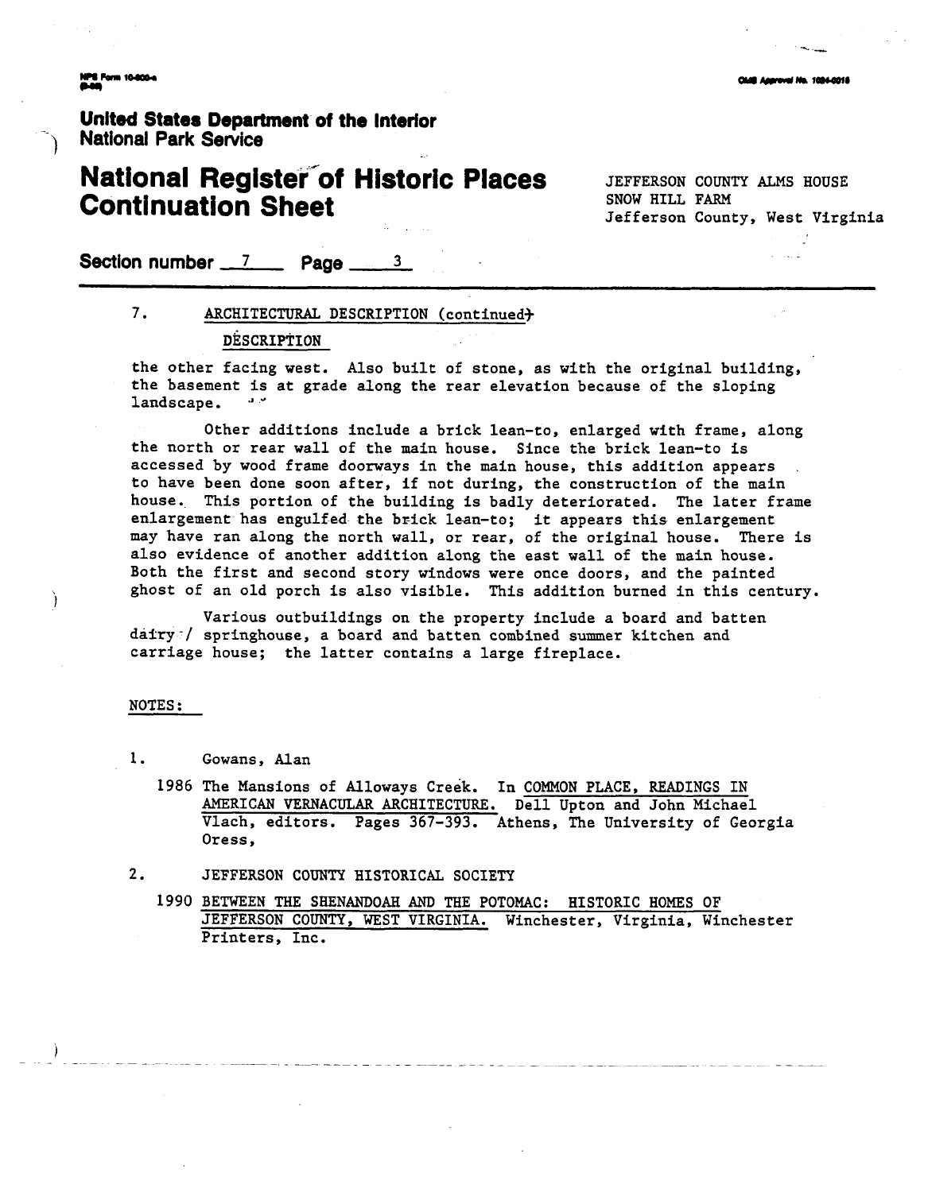**United States Department of the Interior**
**National Park Service**

# National Register of Historic Places Continuation Sheet

JEFFERSON COUNTY ALMS HOUSE
SNOW HILL FARM
Jefferson County, West Virginia

**Section number** 7 **Page** 3

7. ARCHITECTURAL DESCRIPTION (continued)

DESCRIPTION

the other facing west. Also built of stone, as with the original building, the basement is at grade along the rear elevation because of the sloping landscape.

Other additions include a brick lean-to, enlarged with frame, along the north or rear wall of the main house. Since the brick lean-to is accessed by wood frame doorways in the main house, this addition appears to have been done soon after, if not during, the construction of the main house. This portion of the building is badly deteriorated. The later frame enlargement has engulfed the brick lean-to; it appears this enlargement may have ran along the north wall, or rear, of the original house. There is also evidence of another addition along the east wall of the main house. Both the first and second story windows were once doors, and the painted ghost of an old porch is also visible. This addition burned in this century.

Various outbuildings on the property include a board and batten dairy / springhouse, a board and batten combined summer kitchen and carriage house; the latter contains a large fireplace.

NOTES:

1. Gowans, Alan

   1986 The Mansions of Alloways Creek. In COMMON PLACE, READINGS IN AMERICAN VERNACULAR ARCHITECTURE. Dell Upton and John Michael Vlach, editors. Pages 367-393. Athens, The University of Georgia Oress,

2. JEFFERSON COUNTY HISTORICAL SOCIETY

   1990 BETWEEN THE SHENANDOAH AND THE POTOMAC: HISTORIC HOMES OF JEFFERSON COUNTY, WEST VIRGINIA. Winchester, Virginia, Winchester Printers, Inc.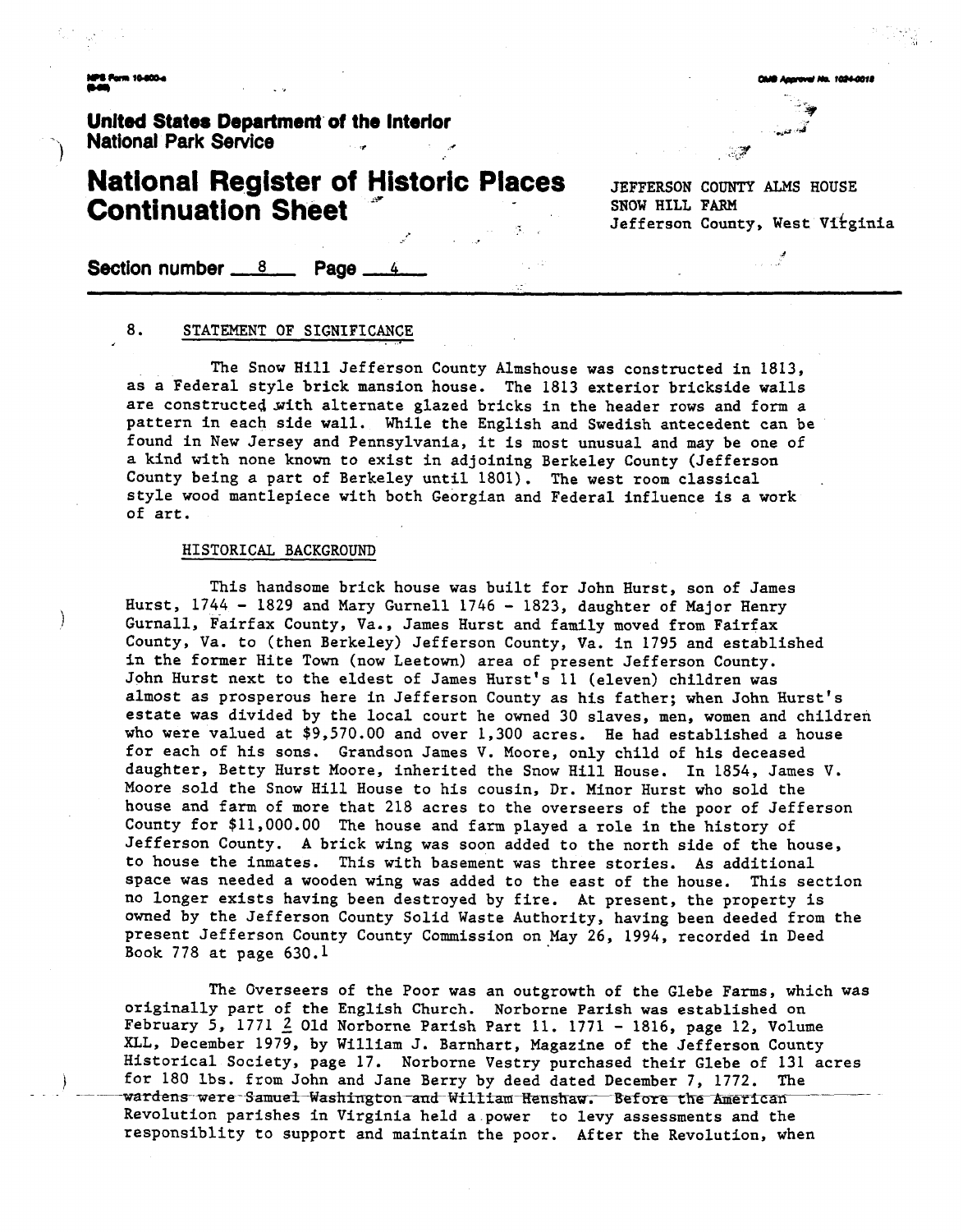United States Department of the Interior
National Park Service

# National Register of Historic Places Continuation Sheet

JEFFERSON COUNTY ALMS HOUSE
SNOW HILL FARM
Jefferson County, West Virginia

Section number 8 Page 4

## 8. STATEMENT OF SIGNIFICANCE

The Snow Hill Jefferson County Almshouse was constructed in 1813, as a Federal style brick mansion house. The 1813 exterior brickside walls are constructed with alternate glazed bricks in the header rows and form a pattern in each side wall. While the English and Swedish antecedent can be found in New Jersey and Pennsylvania, it is most unusual and may be one of a kind with none known to exist in adjoining Berkeley County (Jefferson County being a part of Berkeley until 1801). The west room classical style wood mantlepiece with both Georgian and Federal influence is a work of art.

### HISTORICAL BACKGROUND

This handsome brick house was built for John Hurst, son of James Hurst, 1744 - 1829 and Mary Gurnell 1746 - 1823, daughter of Major Henry Gurnall, Fairfax County, Va., James Hurst and family moved from Fairfax County, Va. to (then Berkeley) Jefferson County, Va. in 1795 and established in the former Hite Town (now Leetown) area of present Jefferson County. John Hurst next to the eldest of James Hurst's 11 (eleven) children was almost as prosperous here in Jefferson County as his father; when John Hurst's estate was divided by the local court he owned 30 slaves, men, women and children who were valued at $9,570.00 and over 1,300 acres. He had established a house for each of his sons. Grandson James V. Moore, only child of his deceased daughter, Betty Hurst Moore, inherited the Snow Hill House. In 1854, James V. Moore sold the Snow Hill House to his cousin, Dr. Minor Hurst who sold the house and farm of more that 218 acres to the overseers of the poor of Jefferson County for $11,000.00 The house and farm played a role in the history of Jefferson County. A brick wing was soon added to the north side of the house, to house the inmates. This with basement was three stories. As additional space was needed a wooden wing was added to the east of the house. This section no longer exists having been destroyed by fire. At present, the property is owned by the Jefferson County Solid Waste Authority, having been deeded from the present Jefferson County County Commission on May 26, 1994, recorded in Deed Book 778 at page 630.[1]

The Overseers of the Poor was an outgrowth of the Glebe Farms, which was originally part of the English Church. Norborne Parish was established on February 5, 1771 [2] Old Norborne Parish Part 11. 1771 - 1816, page 12, Volume XLL, December 1979, by William J. Barnhart, Magazine of the Jefferson County Historical Society, page 17. Norborne Vestry purchased their Glebe of 131 acres for 180 lbs. from John and Jane Berry by deed dated December 7, 1772. The wardens were Samuel Washington and William Henshaw. Before the American Revolution parishes in Virginia held a power to levy assessments and the responsiblity to support and maintain the poor. After the Revolution, when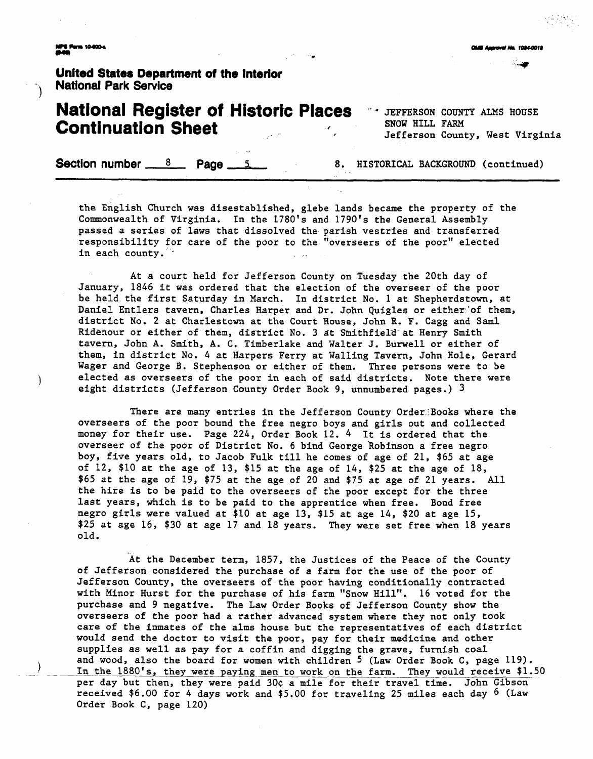the English Church was disestablished, glebe lands became the property of the Commonwealth of Virginia. In the 1780's and 1790's the General Assembly passed a series of laws that dissolved the parish vestries and transferred responsibility for care of the poor to the "overseers of the poor" elected in each county.

At a court held for Jefferson County on Tuesday the 20th day of January, 1846 it was ordered that the election of the overseer of the poor be held the first Saturday in March. In district No. 1 at Shepherdstown, at Daniel Entlers tavern, Charles Harper and Dr. John Quigles or either of them, district No. 2 at Charlestown at the Court House, John R. F. Cagg and Saml Ridenour or either of them, district No. 3 at Smithfield at Henry Smith tavern, John A. Smith, A. C. Timberlake and Walter J. Burwell or either of them, in district No. 4 at Harpers Ferry at Walling Tavern, John Hole, Gerard Wager and George B. Stephenson or either of them. Three persons were to be elected as overseers of the poor in each of said districts. Note there were eight districts (Jefferson County Order Book 9, unnumbered pages.) [3]

There are many entries in the Jefferson County Order Books where the overseers of the poor bound the free negro boys and girls out and collected money for their use. Page 224, Order Book 12. [4] It is ordered that the overseer of the poor of District No. 6 bind George Robinson a free negro boy, five years old, to Jacob Fulk till he comes of age of 21, $65 at age of 12, $10 at the age of 13, $15 at the age of 14, $25 at the age of 18, $65 at the age of 19, $75 at the age of 20 and $75 at age of 21 years. All the hire is to be paid to the overseers of the poor except for the three last years, which is to be paid to the apprentice when free. Bond free negro girls were valued at $10 at age 13, $15 at age 14, $20 at age 15, $25 at age 16, $30 at age 17 and 18 years. They were set free when 18 years old.

At the December term, 1857, the Justices of the Peace of the County of Jefferson considered the purchase of a farm for the use of the poor of Jefferson County, the overseers of the poor having conditionally contracted with Minor Hurst for the purchase of his farm "Snow Hill". 16 voted for the purchase and 9 negative. The Law Order Books of Jefferson County show the overseers of the poor had a rather advanced system where they not only took care of the inmates of the alms house but the representatives of each district would send the doctor to visit the poor, pay for their medicine and other supplies as well as pay for a coffin and digging the grave, furnish coal and wood, also the board for women with children [5] (Law Order Book C, page 119). In the 1880's, they were paying men to work on the farm. They would receive $1.50 per day but then, they were paid 30¢ a mile for their travel time. John Gibson received $6.00 for 4 days work and $5.00 for traveling 25 miles each day [6] (Law Order Book C, page 120)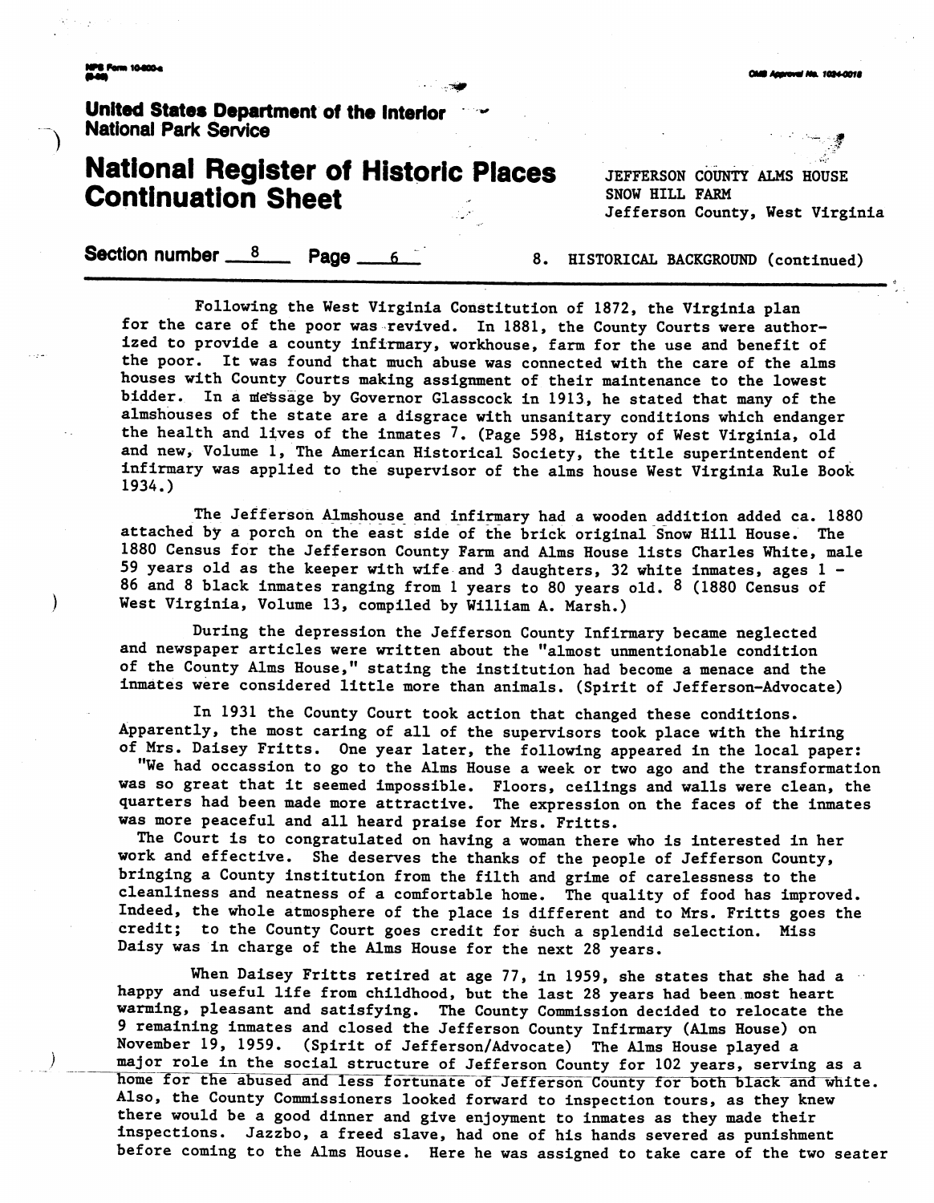**United States Department of the Interior**
**National Park Service**

# National Register of Historic Places Continuation Sheet

JEFFERSON COUNTY ALMS HOUSE
SNOW HILL FARM
Jefferson County, West Virginia

**Section number** 8 **Page** 6

8. HISTORICAL BACKGROUND (continued)

Following the West Virginia Constitution of 1872, the Virginia plan for the care of the poor was revived. In 1881, the County Courts were authorized to provide a county infirmary, workhouse, farm for the use and benefit of the poor. It was found that much abuse was connected with the care of the alms houses with County Courts making assignment of their maintenance to the lowest bidder. In a message by Governor Glasscock in 1913, he stated that many of the almshouses of the state are a disgrace with unsanitary conditions which endanger the health and lives of the inmates 7. (Page 598, History of West Virginia, old and new, Volume 1, The American Historical Society, the title superintendent of infirmary was applied to the supervisor of the alms house West Virginia Rule Book 1934.)

The Jefferson Almshouse and infirmary had a wooden addition added ca. 1880 attached by a porch on the east side of the brick original Snow Hill House. The 1880 Census for the Jefferson County Farm and Alms House lists Charles White, male 59 years old as the keeper with wife and 3 daughters, 32 white inmates, ages 1 - 86 and 8 black inmates ranging from 1 years to 80 years old. 8 (1880 Census of West Virginia, Volume 13, compiled by William A. Marsh.)

During the depression the Jefferson County Infirmary became neglected and newspaper articles were written about the "almost unmentionable condition of the County Alms House," stating the institution had become a menace and the inmates were considered little more than animals. (Spirit of Jefferson-Advocate)

In 1931 the County Court took action that changed these conditions. Apparently, the most caring of all of the supervisors took place with the hiring of Mrs. Daisey Fritts. One year later, the following appeared in the local paper:
"We had occassion to go to the Alms House a week or two ago and the transformation was so great that it seemed impossible. Floors, ceilings and walls were clean, the quarters had been made more attractive. The expression on the faces of the inmates was more peaceful and all heard praise for Mrs. Fritts.
The Court is to congratulated on having a woman there who is interested in her work and effective. She deserves the thanks of the people of Jefferson County, bringing a County institution from the filth and grime of carelessness to the cleanliness and neatness of a comfortable home. The quality of food has improved. Indeed, the whole atmosphere of the place is different and to Mrs. Fritts goes the credit; to the County Court goes credit for such a splendid selection. Miss Daisy was in charge of the Alms House for the next 28 years.

When Daisey Fritts retired at age 77, in 1959, she states that she had a happy and useful life from childhood, but the last 28 years had been most heart warming, pleasant and satisfying. The County Commission decided to relocate the 9 remaining inmates and closed the Jefferson County Infirmary (Alms House) on November 19, 1959. (Spirit of Jefferson/Advocate) The Alms House played a major role in the social structure of Jefferson County for 102 years, serving as a home for the abused and less fortunate of Jefferson County for both black and white. Also, the County Commissioners looked forward to inspection tours, as they knew there would be a good dinner and give enjoyment to inmates as they made their inspections. Jazzbo, a freed slave, had one of his hands severed as punishment before coming to the Alms House. Here he was assigned to take care of the two seater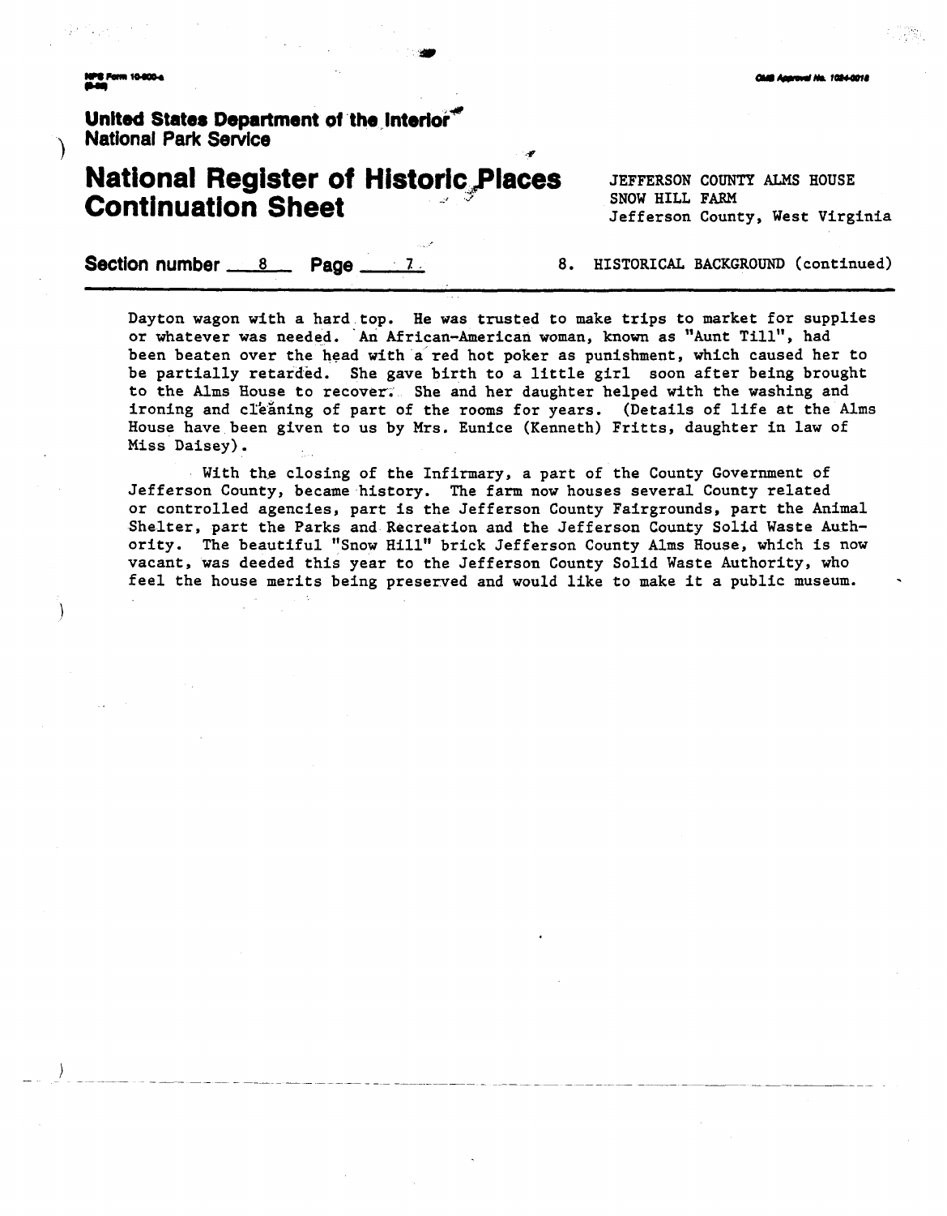Dayton wagon with a hard top. He was trusted to make trips to market for supplies or whatever was needed. An African-American woman, known as "Aunt Till", had been beaten over the head with a red hot poker as punishment, which caused her to be partially retarded. She gave birth to a little girl soon after being brought to the Alms House to recover. She and her daughter helped with the washing and ironing and cleaning of part of the rooms for years. (Details of life at the Alms House have been given to us by Mrs. Eunice (Kenneth) Fritts, daughter in law of Miss Daisey).

With the closing of the Infirmary, a part of the County Government of Jefferson County, became history. The farm now houses several County related or controlled agencies, part is the Jefferson County Fairgrounds, part the Animal Shelter, part the Parks and Recreation and the Jefferson County Solid Waste Authority. The beautiful "Snow Hill" brick Jefferson County Alms House, which is now vacant, was deeded this year to the Jefferson County Solid Waste Authority, who feel the house merits being preserved and would like to make it a public museum.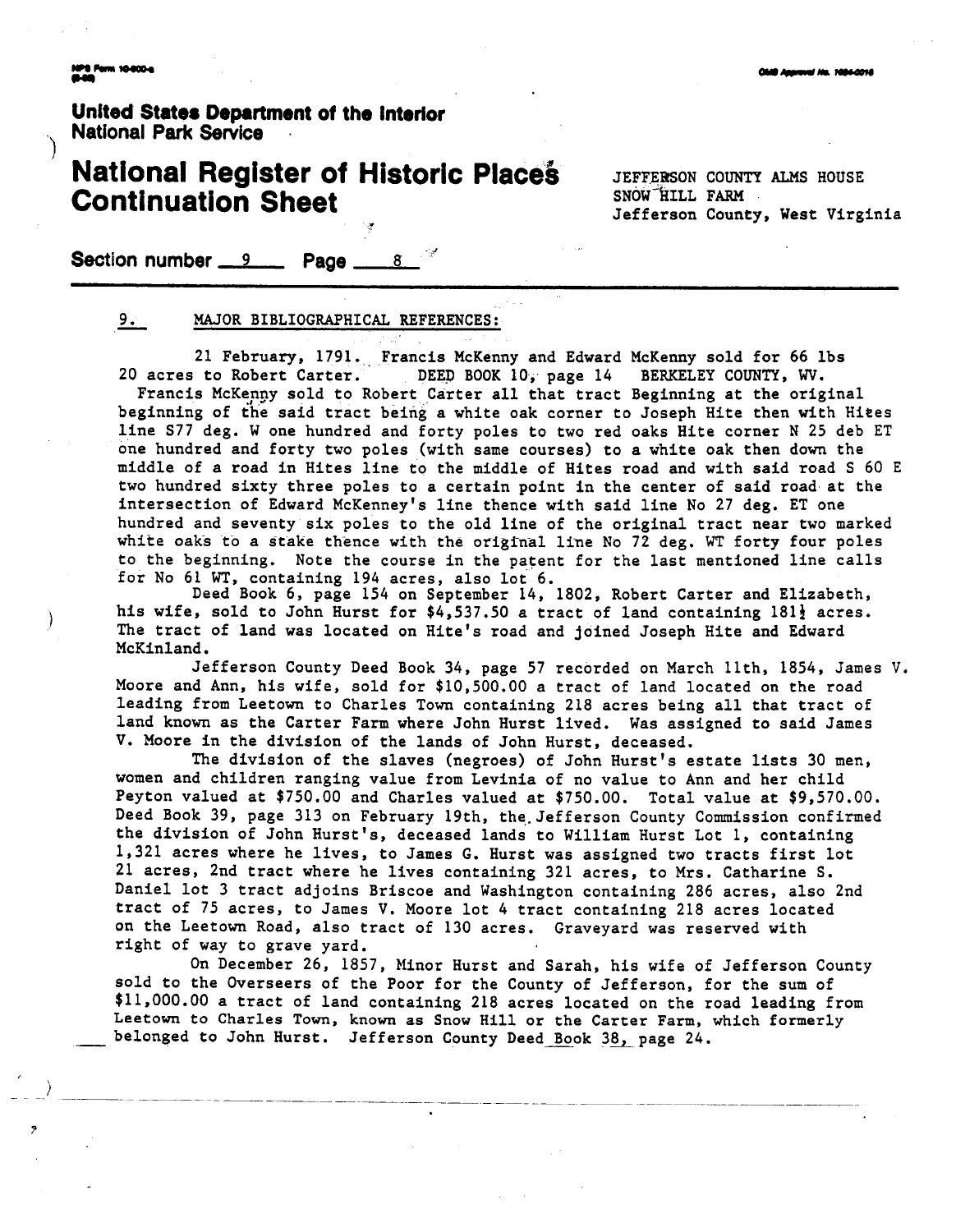United States Department of the Interior
National Park Service

# National Register of Historic Places Continuation Sheet

JEFFERSON COUNTY ALMS HOUSE
SNOW HILL FARM
Jefferson County, West Virginia

Section number 9 Page 8

## 9. MAJOR BIBLIOGRAPHICAL REFERENCES:

21 February, 1791. Francis McKenny and Edward McKenny sold for 66 lbs 20 acres to Robert Carter. DEED BOOK 10, page 14 BERKELEY COUNTY, WV.
Francis McKenny sold to Robert Carter all that tract Beginning at the original beginning of the said tract being a white oak corner to Joseph Hite then with Hites line S77 deg. W one hundred and forty poles to two red oaks Hite corner N 25 deb ET one hundred and forty two poles (with same courses) to a white oak then down the middle of a road in Hites line to the middle of Hites road and with said road S 60 E two hundred sixty three poles to a certain point in the center of said road at the intersection of Edward McKenney's line thence with said line No 27 deg. ET one hundred and seventy six poles to the old line of the original tract near two marked white oaks to a stake thence with the original line No 72 deg. WT forty four poles to the beginning. Note the course in the patent for the last mentioned line calls for No 61 WT, containing 194 acres, also lot 6.

Deed Book 6, page 154 on September 14, 1802, Robert Carter and Elizabeth, his wife, sold to John Hurst for $4,537.50 a tract of land containing 181½ acres. The tract of land was located on Hite's road and joined Joseph Hite and Edward McKinland.

Jefferson County Deed Book 34, page 57 recorded on March 11th, 1854, James V. Moore and Ann, his wife, sold for $10,500.00 a tract of land located on the road leading from Leetown to Charles Town containing 218 acres being all that tract of land known as the Carter Farm where John Hurst lived. Was assigned to said James V. Moore in the division of the lands of John Hurst, deceased.

The division of the slaves (negroes) of John Hurst's estate lists 30 men, women and children ranging value from Levinia of no value to Ann and her child Peyton valued at $750.00 and Charles valued at $750.00. Total value at $9,570.00. Deed Book 39, page 313 on February 19th, the Jefferson County Commission confirmed the division of John Hurst's, deceased lands to William Hurst Lot 1, containing 1,321 acres where he lives, to James G. Hurst was assigned two tracts first lot 21 acres, 2nd tract where he lives containing 321 acres, to Mrs. Catharine S. Daniel lot 3 tract adjoins Briscoe and Washington containing 286 acres, also 2nd tract of 75 acres, to James V. Moore lot 4 tract containing 218 acres located on the Leetown Road, also tract of 130 acres. Graveyard was reserved with right of way to grave yard.

On December 26, 1857, Minor Hurst and Sarah, his wife of Jefferson County sold to the Overseers of the Poor for the County of Jefferson, for the sum of $11,000.00 a tract of land containing 218 acres located on the road leading from Leetown to Charles Town, known as Snow Hill or the Carter Farm, which formerly belonged to John Hurst. Jefferson County Deed Book 38, page 24.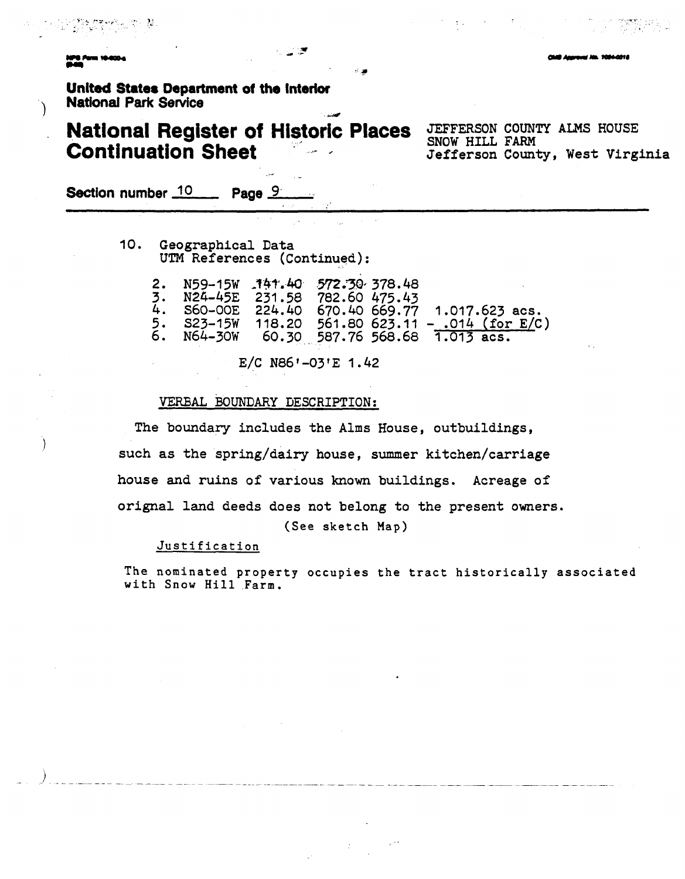United States Department of the Interior
National Park Service

# National Register of Historic Places Continuation Sheet

JEFFERSON COUNTY ALMS HOUSE
SNOW HILL FARM
Jefferson County, West Virginia

**Section number** 10 **Page** 9

10. Geographical Data
    UTM References (Continued):

| | | | | | |
|---|---|---|---|---|---|
| 2. | N59-15W | 141.40 | 572.30 | 378.48 | |
| 3. | N24-45E | 231.58 | 782.60 | 475.43 | |
| 4. | S60-00E | 224.40 | 670.40 | 669.77 | 1.017.623 acs. |
| 5. | S23-15W | 118.20 | 561.80 | 623.11 | - .014 (for E/C) |
| 6. | N64-30W | 60.30 | 587.76 | 568.68 | 1.013 acs. |

E/C N86'-03'E 1.42

VERBAL BOUNDARY DESCRIPTION:

The boundary includes the Alms House, outbuildings, such as the spring/dairy house, summer kitchen/carriage house and ruins of various known buildings. Acreage of orignal land deeds does not belong to the present owners.

(See sketch Map)

Justification

The nominated property occupies the tract historically associated with Snow Hill Farm.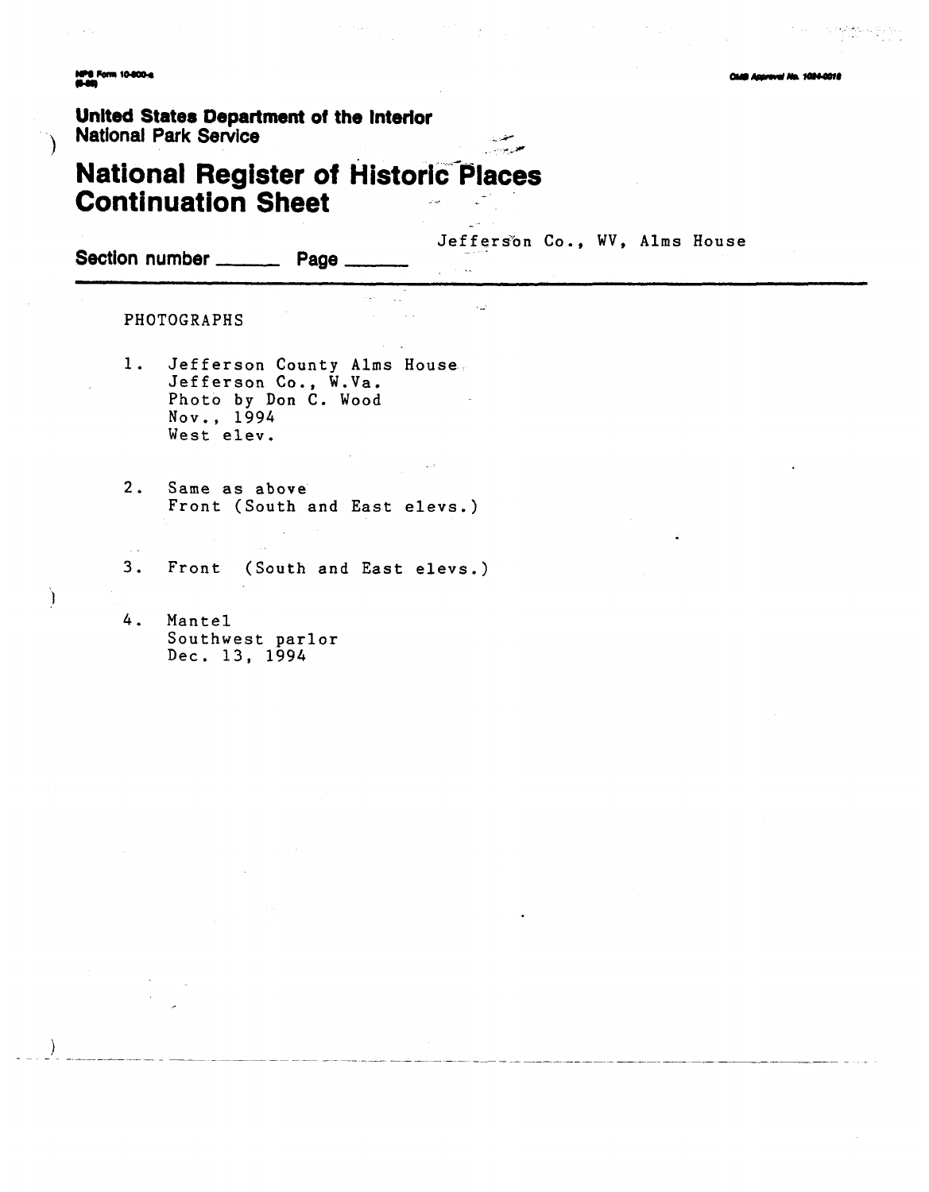NPS Form 10-900-a
(8-86)

OMB Approval No. 1024-0018

**United States Department of the Interior**
**National Park Service**

# National Register of Historic Places Continuation Sheet

Section number ______ Page ______

Jefferson Co., WV, Alms House

PHOTOGRAPHS

1. Jefferson County Alms House
   Jefferson Co., W.Va.
   Photo by Don C. Wood
   Nov., 1994
   West elev.

2. Same as above
   Front (South and East elevs.)

3. Front (South and East elevs.)

4. Mantel
   Southwest parlor
   Dec. 13, 1994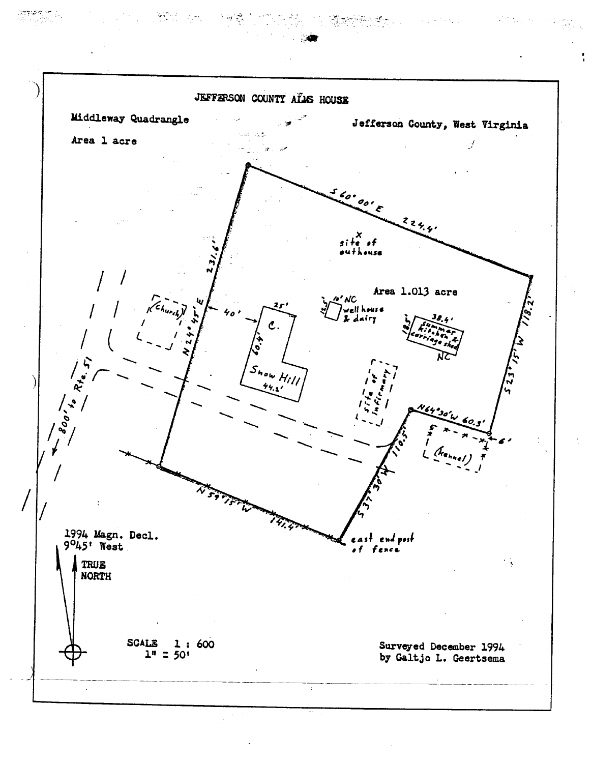# JEFFERSON COUNTY ALMS HOUSE

Middleway Quadrangle

Jefferson County, West Virginia

Area 1 acre

S 60° 00' E 224.4'

site of outhouse

Area 1.013 acre

231.6' N 24° 45' E

40'

25'

C.

60.4'

Snow Hill

44.2'

(Church)

10' NC

13.5'

well house & dairy

38.4'

18.5'

summer kitchen & carriage shed

NC

S 23° 15' W 118.2'

site of infirmary

N 64° 30' W 60.3'

6'

(kennel)

S 37° 30' W 110.5'

800' to Rte. 51

N 59° 15' W 141.4'

east end post of fence

1994 Magn. Decl.
9°45' West

TRUE NORTH

SCALE 1 : 600
1" = 50'

Surveyed December 1994
by Galtjo L. Geertsema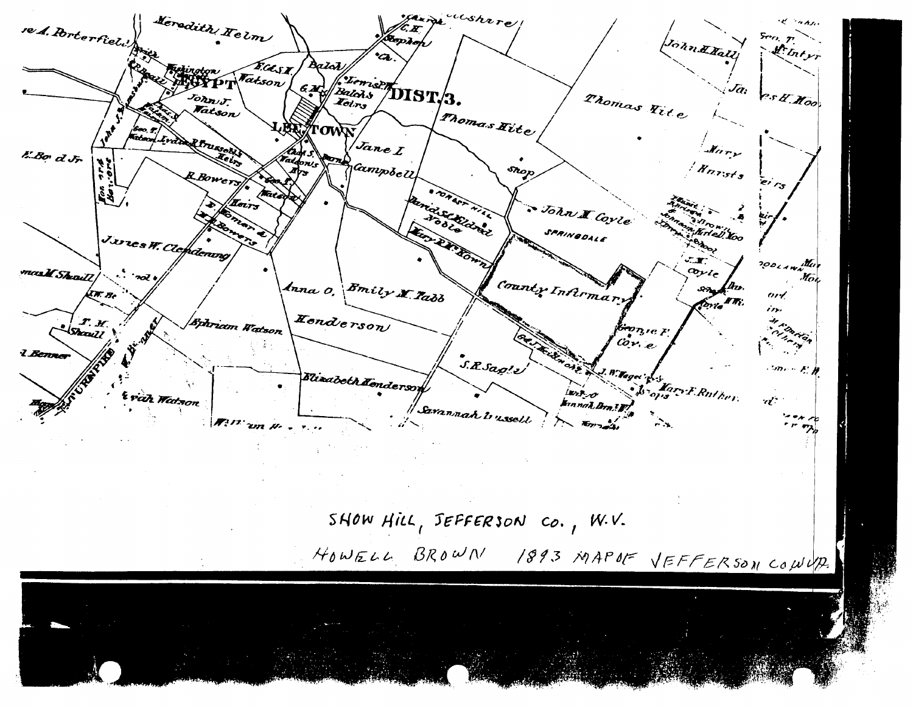SHOW HILL, JEFFERSON CO., W.V.

HOWELL BROWN 1893 MAP OF JEFFERSON CO W.VA.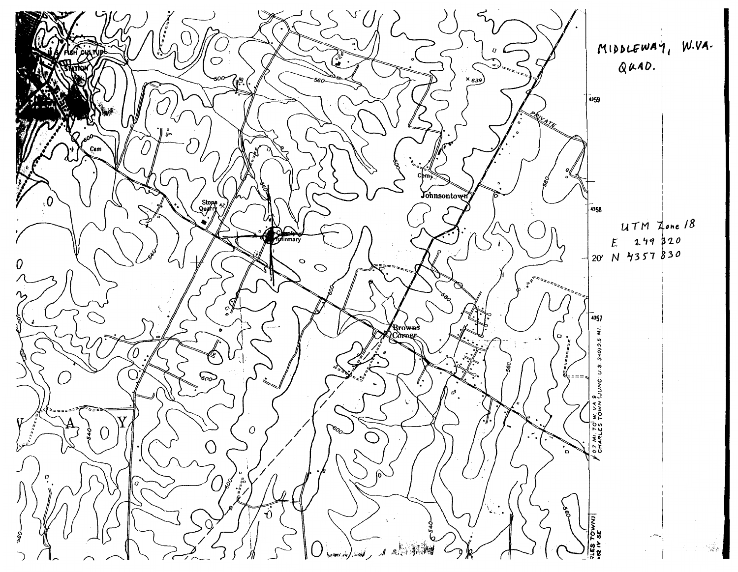MIDDLEWAY, W.VA. QUAD.

UTM Zone 18
E 249 320
N 4357 830